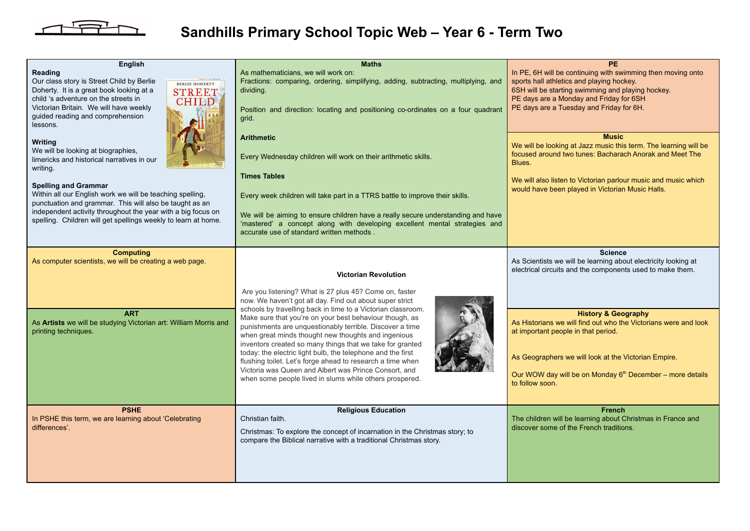# Sandhills Primary School Topic Web – Year 6 - Term Two

## English

### Reading

Our class story is Street Child by Berlie Doherty. It is a great book looking at a child 's adventure on the streets in Victorian Britain. We will have weekly guided reading and comprehension lessons.

### Writing

We will be looking at biographies, limericks and historical narratives in our writing.

### Spelling and Grammar

Within all our English work we will be teaching spelling, punctuation and grammar. This will also be taught as an independent activity throughout the year with a big focus on spelling. Children will get spellings weekly to learn at home.

## Maths

As mathematicians, we will work on:

Fractions: comparing, ordering, simplifying, adding, subtracting, multiplying, and dividing.

Position and direction: locating and positioning co-ordinates on a four quadrant grid.

**Arithmetic**

Every Wednesday children will work on their arithmetic skills.

**Times Tables**

Every week children will take part in a TTRS battle to improve their skills.

We will be aiming to ensure children have a really secure understanding and have 'mastered' a concept along with developing excellent mental strategies and accurate use of standard written methods .

## PE

In PE, 6H will be continuing with swimming then moving onto sports hall athletics and playing hockey.
6SH will be starting swimming and playing hockey.
PE days are a Monday and Friday for 6SH
PE days are a Tuesday and Friday for 6H.

## Music

We will be looking at Jazz music this term. The learning will be focused around two tunes: Bacharach Anorak and Meet The Blues.

We will also listen to Victorian parlour music and music which would have been played in Victorian Music Halls.

## Computing

As computer scientists, we will be creating a web page.

## Victorian Revolution

Are you listening? What is 27 plus 45? Come on, faster now. We haven't got all day. Find out about super strict schools by travelling back in time to a Victorian classroom. Make sure that you're on your best behaviour though, as punishments are unquestionably terrible. Discover a time when great minds thought new thoughts and ingenious inventors created so many things that we take for granted today: the electric light bulb, the telephone and the first flushing toilet. Let's forge ahead to research a time when Victoria was Queen and Albert was Prince Consort, and when some people lived in slums while others prospered.

## Science

As Scientists we will be learning about electricity looking at electrical circuits and the components used to make them.

## ART

As **Artists** we will be studying Victorian art: William Morris and printing techniques.

## History & Geography

As Historians we will find out who the Victorians were and look at important people in that period.

As Geographers we will look at the Victorian Empire.

Our WOW day will be on Monday 6th December – more details to follow soon.

## PSHE

In PSHE this term, we are learning about 'Celebrating differences'.

## Religious Education

Christian faith.

Christmas: To explore the concept of incarnation in the Christmas story; to compare the Biblical narrative with a traditional Christmas story.

## French

The children will be learning about Christmas in France and discover some of the French traditions.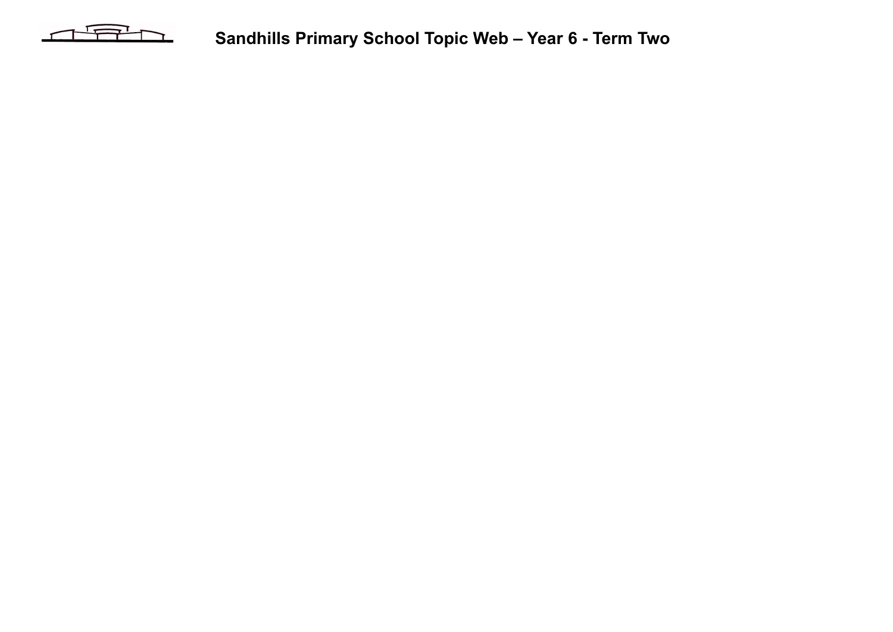# Sandhills Primary School Topic Web – Year 6 - Term Two